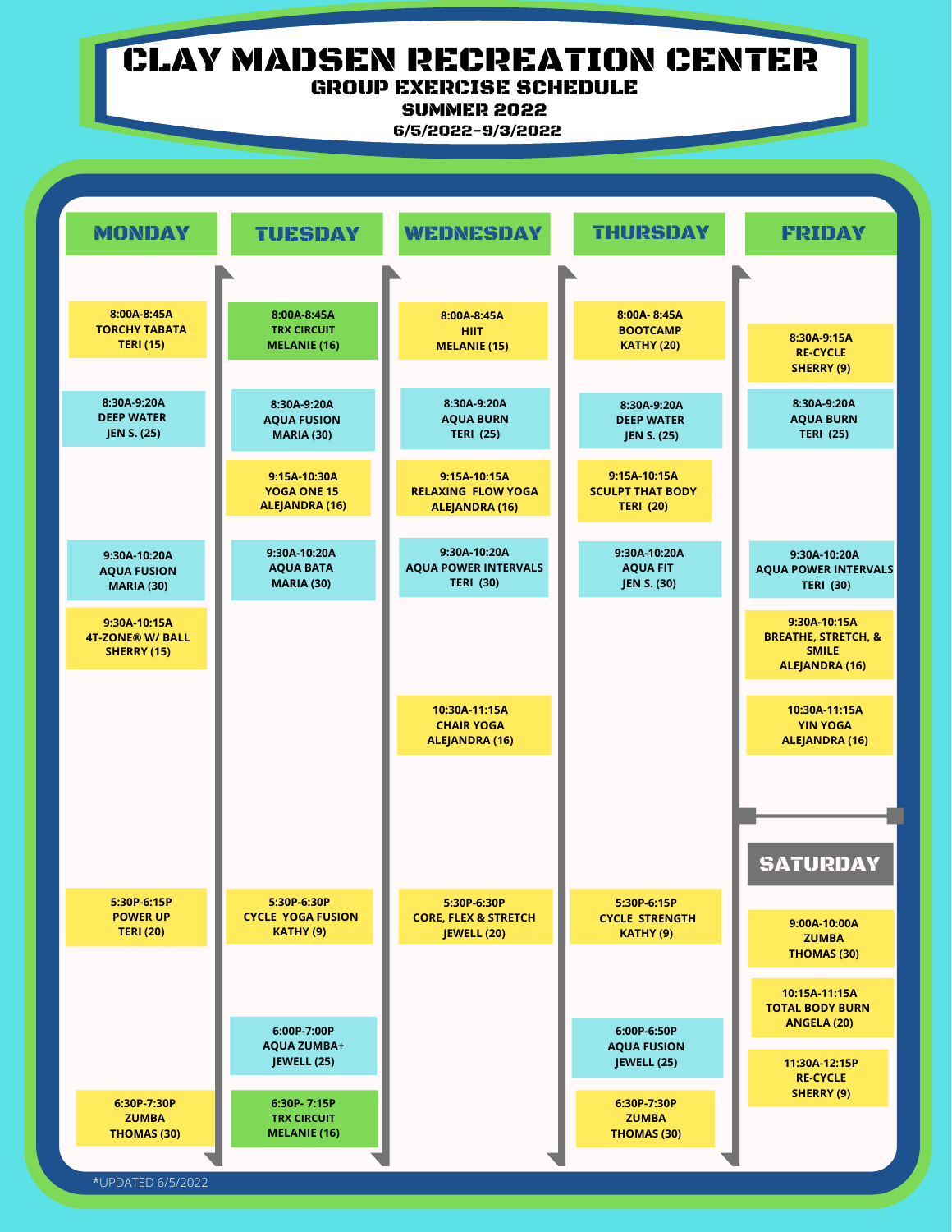# CLAY MADSEN RECREATION CENTER

## GROUP EXERCISE SCHEDULE

### SUMMER 2022

### 6/5/2022-9/3/2022

## MONDAY

- 8:00A-8:45A TORCHY TABATA TERI (15)
- 8:30A-9:20A DEEP WATER JEN S. (25)
- 9:30A-10:20A AQUA FUSION MARIA (30)
- 9:30A-10:15A 4T-ZONE® W/ BALL SHERRY (15)
- 5:30P-6:15P POWER UP TERI (20)
- 6:30P-7:30P ZUMBA THOMAS (30)

## TUESDAY

- 8:00A-8:45A TRX CIRCUIT MELANIE (16)
- 8:30A-9:20A AQUA FUSION MARIA (30)
- 9:15A-10:30A YOGA ONE 15 ALEJANDRA (16)
- 9:30A-10:20A AQUA BATA MARIA (30)
- 5:30P-6:30P CYCLE YOGA FUSION KATHY (9)
- 6:00P-7:00P AQUA ZUMBA+ JEWELL (25)
- 6:30P- 7:15P TRX CIRCUIT MELANIE (16)

## WEDNESDAY

- 8:00A-8:45A HIIT MELANIE (15)
- 8:30A-9:20A AQUA BURN TERI (25)
- 9:15A-10:15A RELAXING FLOW YOGA ALEJANDRA (16)
- 9:30A-10:20A AQUA POWER INTERVALS TERI (30)
- 10:30A-11:15A CHAIR YOGA ALEJANDRA (16)
- 5:30P-6:30P CORE, FLEX & STRETCH JEWELL (20)

## THURSDAY

- 8:00A- 8:45A BOOTCAMP KATHY (20)
- 8:30A-9:20A DEEP WATER JEN S. (25)
- 9:15A-10:15A SCULPT THAT BODY TERI (20)
- 9:30A-10:20A AQUA FIT JEN S. (30)
- 5:30P-6:15P CYCLE STRENGTH KATHY (9)
- 6:00P-6:50P AQUA FUSION JEWELL (25)
- 6:30P-7:30P ZUMBA THOMAS (30)

## FRIDAY

- 8:30A-9:15A RE-CYCLE SHERRY (9)
- 8:30A-9:20A AQUA BURN TERI (25)
- 9:30A-10:20A AQUA POWER INTERVALS TERI (30)
- 9:30A-10:15A BREATHE, STRETCH, & SMILE ALEJANDRA (16)
- 10:30A-11:15A YIN YOGA ALEJANDRA (16)

## SATURDAY

- 9:00A-10:00A ZUMBA THOMAS (30)
- 10:15A-11:15A TOTAL BODY BURN ANGELA (20)
- 11:30A-12:15P RE-CYCLE SHERRY (9)

*UPDATED 6/5/2022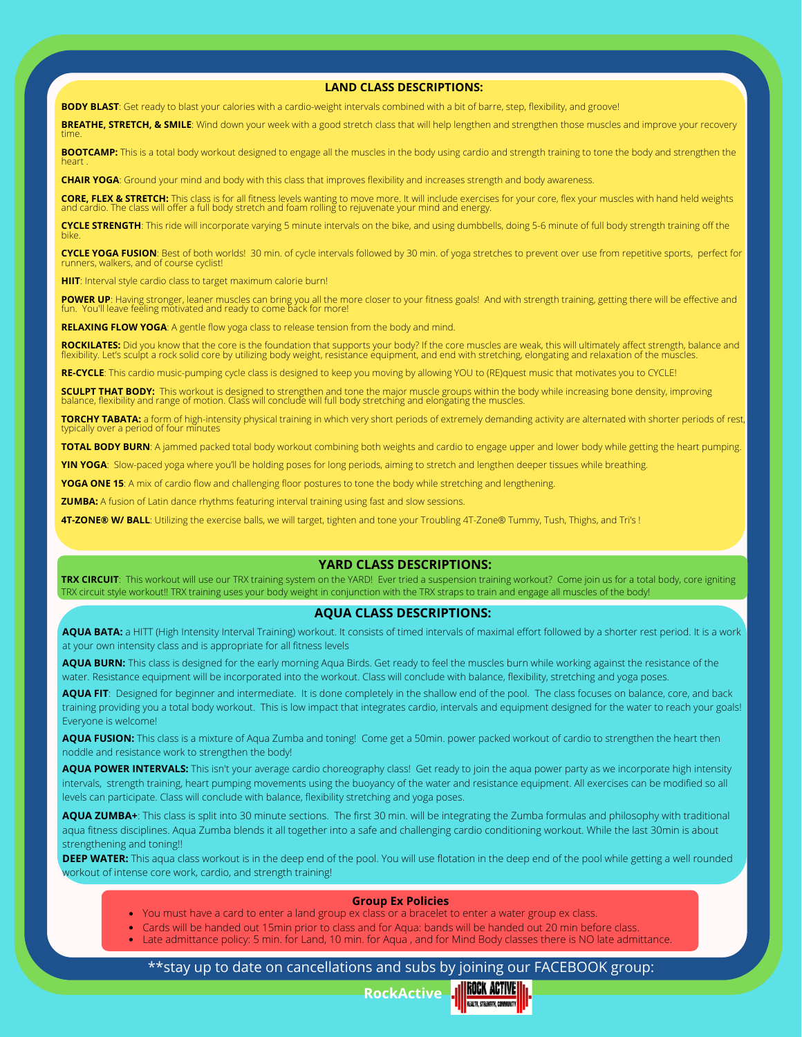## LAND CLASS DESCRIPTIONS:

**BODY BLAST**: Get ready to blast your calories with a cardio-weight intervals combined with a bit of barre, step, flexibility, and groove!

**BREATHE, STRETCH, & SMILE**: Wind down your week with a good stretch class that will help lengthen and strengthen those muscles and improve your recovery time.

**BOOTCAMP:** This is a total body workout designed to engage all the muscles in the body using cardio and strength training to tone the body and strengthen the heart .

**CHAIR YOGA**: Ground your mind and body with this class that improves flexibility and increases strength and body awareness.

**CORE, FLEX & STRETCH:** This class is for all fitness levels wanting to move more. It will include exercises for your core, flex your muscles with hand held weights and cardio. The class will offer a full body stretch and foam rolling to rejuvenate your mind and energy.

**CYCLE STRENGTH**: This ride will incorporate varying 5 minute intervals on the bike, and using dumbbells, doing 5-6 minute of full body strength training off the bike.

**CYCLE YOGA FUSION**: Best of both worlds! 30 min. of cycle intervals followed by 30 min. of yoga stretches to prevent over use from repetitive sports, perfect for runners, walkers, and of course cyclist!

**HIIT**: Interval style cardio class to target maximum calorie burn!

**POWER UP**: Having stronger, leaner muscles can bring you all the more closer to your fitness goals! And with strength training, getting there will be effective and fun. You'll leave feeling motivated and ready to come back for more!

**RELAXING FLOW YOGA**: A gentle flow yoga class to release tension from the body and mind.

**ROCKILATES:** Did you know that the core is the foundation that supports your body? If the core muscles are weak, this will ultimately affect strength, balance and flexibility. Let's sculpt a rock solid core by utilizing body weight, resistance equipment, and end with stretching, elongating and relaxation of the muscles.

**RE-CYCLE**: This cardio music-pumping cycle class is designed to keep you moving by allowing YOU to (RE)quest music that motivates you to CYCLE!

**SCULPT THAT BODY:** This workout is designed to strengthen and tone the major muscle groups within the body while increasing bone density, improving balance, flexibility and range of motion. Class will conclude will full body stretching and elongating the muscles.

**TORCHY TABATA:** a form of high-intensity physical training in which very short periods of extremely demanding activity are alternated with shorter periods of rest, typically over a period of four minutes

**TOTAL BODY BURN**: A jammed packed total body workout combining both weights and cardio to engage upper and lower body while getting the heart pumping.

**YIN YOGA**: Slow-paced yoga where you'll be holding poses for long periods, aiming to stretch and lengthen deeper tissues while breathing.

**YOGA ONE 15**: A mix of cardio flow and challenging floor postures to tone the body while stretching and lengthening.

**ZUMBA:** A fusion of Latin dance rhythms featuring interval training using fast and slow sessions.

**4T-ZONE® W/ BALL**: Utilizing the exercise balls, we will target, tighten and tone your Troubling 4T-Zone® Tummy, Tush, Thighs, and Tri's !

## YARD CLASS DESCRIPTIONS:

**TRX CIRCUIT**: This workout will use our TRX training system on the YARD! Ever tried a suspension training workout? Come join us for a total body, core igniting TRX circuit style workout!! TRX training uses your body weight in conjunction with the TRX straps to train and engage all muscles of the body!

## AQUA CLASS DESCRIPTIONS:

**AQUA BATA:** a HITT (High Intensity Interval Training) workout. It consists of timed intervals of maximal effort followed by a shorter rest period. It is a work at your own intensity class and is appropriate for all fitness levels

**AQUA BURN:** This class is designed for the early morning Aqua Birds. Get ready to feel the muscles burn while working against the resistance of the water. Resistance equipment will be incorporated into the workout. Class will conclude with balance, flexibility, stretching and yoga poses.

**AQUA FIT**: Designed for beginner and intermediate. It is done completely in the shallow end of the pool. The class focuses on balance, core, and back training providing you a total body workout. This is low impact that integrates cardio, intervals and equipment designed for the water to reach your goals! Everyone is welcome!

**AQUA FUSION:** This class is a mixture of Aqua Zumba and toning! Come get a 50min. power packed workout of cardio to strengthen the heart then noddle and resistance work to strengthen the body!

**AQUA POWER INTERVALS:** This isn't your average cardio choreography class! Get ready to join the aqua power party as we incorporate high intensity intervals, strength training, heart pumping movements using the buoyancy of the water and resistance equipment. All exercises can be modified so all levels can participate. Class will conclude with balance, flexibility stretching and yoga poses.

**AQUA ZUMBA+**: This class is split into 30 minute sections. The first 30 min. will be integrating the Zumba formulas and philosophy with traditional aqua fitness disciplines. Aqua Zumba blends it all together into a safe and challenging cardio conditioning workout. While the last 30min is about strengthening and toning!!

**DEEP WATER:** This aqua class workout is in the deep end of the pool. You will use flotation in the deep end of the pool while getting a well rounded workout of intense core work, cardio, and strength training!

### Group Ex Policies

- You must have a card to enter a land group ex class or a bracelet to enter a water group ex class.
- Cards will be handed out 15min prior to class and for Aqua: bands will be handed out 20 min before class.
- Late admittance policy: 5 min. for Land, 10 min. for Aqua , and for Mind Body classes there is NO late admittance.

**stay up to date on cancellations and subs by joining our FACEBOOK group:

**RockActive**

ROCK ACTIVE
HEALTH, STRENGTH, COMMUNITY